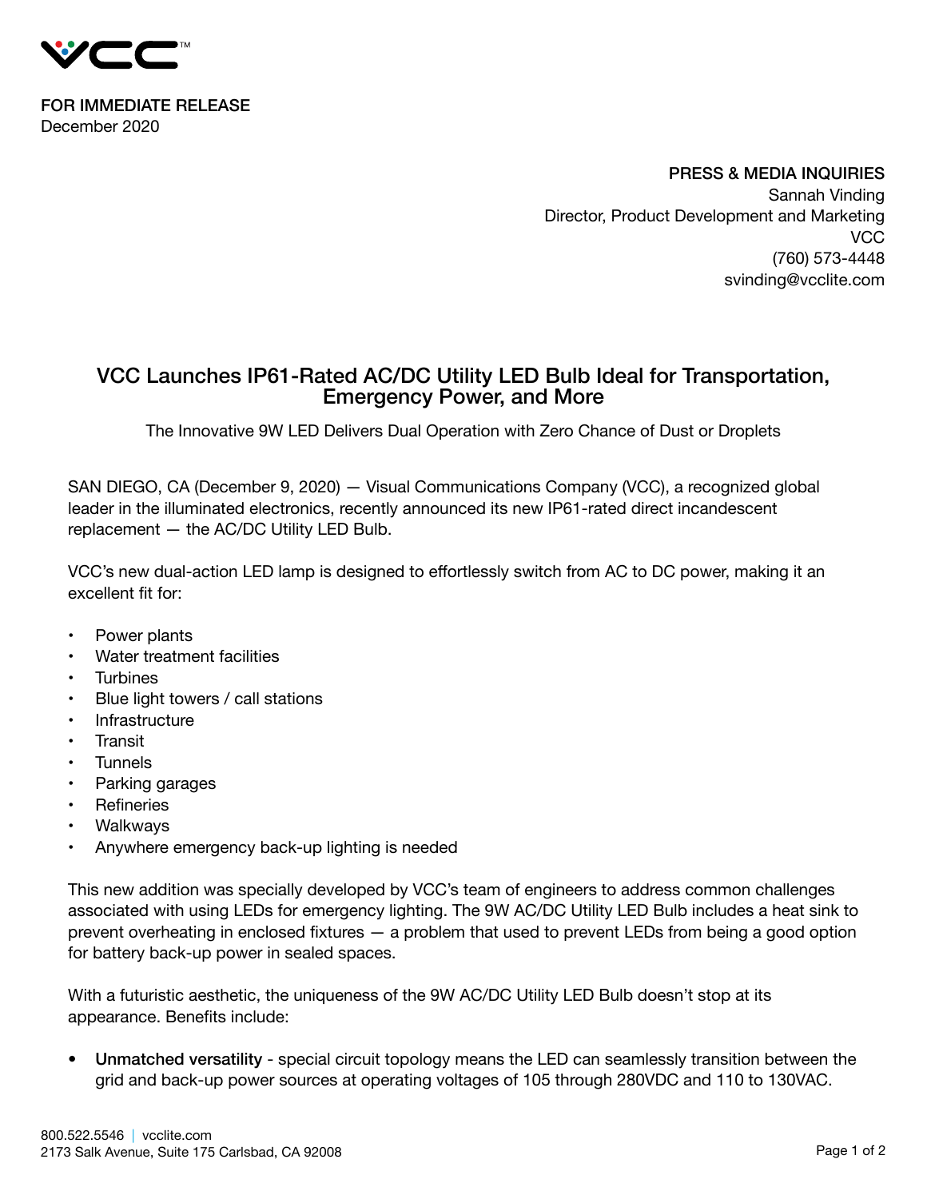FOR IMMEDIATE RELEASE
December 2020

PRESS & MEDIA INQUIRIES
Sannah Vinding
Director, Product Development and Marketing
VCC
(760) 573-4448
svinding@vcclite.com

## VCC Launches IP61-Rated AC/DC Utility LED Bulb Ideal for Transportation, Emergency Power, and More

The Innovative 9W LED Delivers Dual Operation with Zero Chance of Dust or Droplets

SAN DIEGO, CA (December 9, 2020) — Visual Communications Company (VCC), a recognized global leader in the illuminated electronics, recently announced its new IP61-rated direct incandescent replacement — the AC/DC Utility LED Bulb.

VCC's new dual-action LED lamp is designed to effortlessly switch from AC to DC power, making it an excellent fit for:

- Power plants
- Water treatment facilities
- Turbines
- Blue light towers / call stations
- Infrastructure
- Transit
- Tunnels
- Parking garages
- Refineries
- Walkways
- Anywhere emergency back-up lighting is needed

This new addition was specially developed by VCC's team of engineers to address common challenges associated with using LEDs for emergency lighting. The 9W AC/DC Utility LED Bulb includes a heat sink to prevent overheating in enclosed fixtures — a problem that used to prevent LEDs from being a good option for battery back-up power in sealed spaces.

With a futuristic aesthetic, the uniqueness of the 9W AC/DC Utility LED Bulb doesn't stop at its appearance. Benefits include:

- **Unmatched versatility** - special circuit topology means the LED can seamlessly transition between the grid and back-up power sources at operating voltages of 105 through 280VDC and 110 to 130VAC.

800.522.5546 | vcclite.com
2173 Salk Avenue, Suite 175 Carlsbad, CA 92008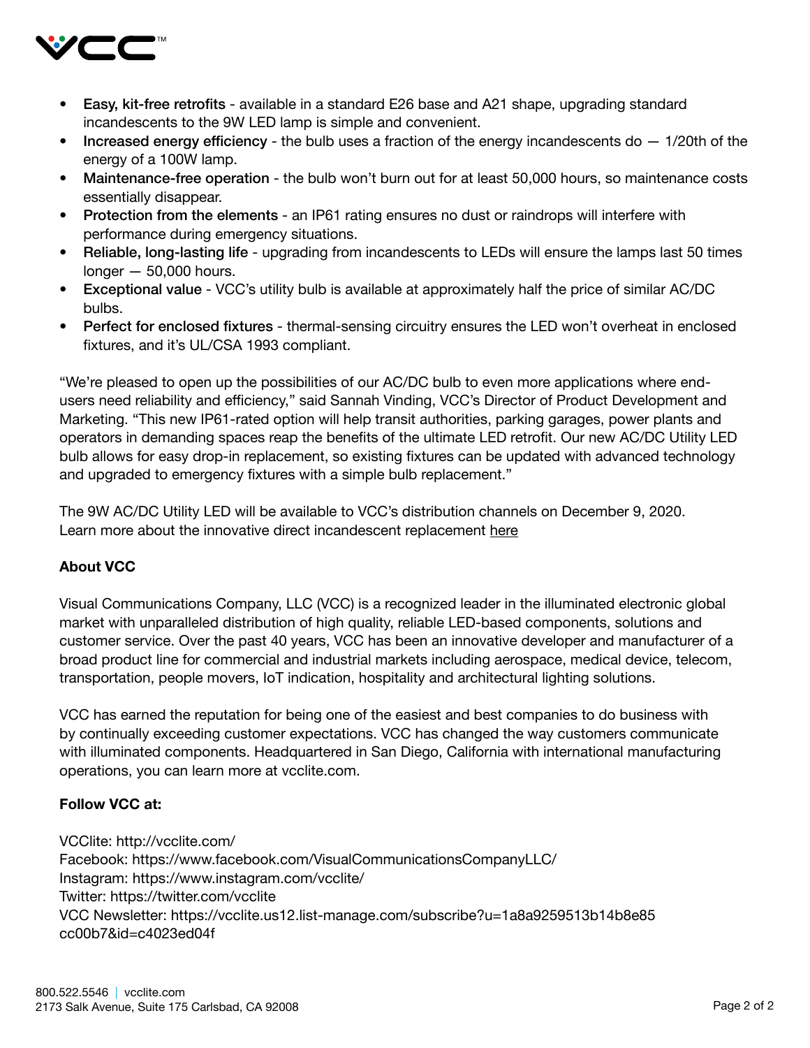- Easy, kit-free retrofits - available in a standard E26 base and A21 shape, upgrading standard incandescents to the 9W LED lamp is simple and convenient.
- Increased energy efficiency - the bulb uses a fraction of the energy incandescents do — 1/20th of the energy of a 100W lamp.
- Maintenance-free operation - the bulb won't burn out for at least 50,000 hours, so maintenance costs essentially disappear.
- Protection from the elements - an IP61 rating ensures no dust or raindrops will interfere with performance during emergency situations.
- Reliable, long-lasting life - upgrading from incandescents to LEDs will ensure the lamps last 50 times longer — 50,000 hours.
- Exceptional value - VCC's utility bulb is available at approximately half the price of similar AC/DC bulbs.
- Perfect for enclosed fixtures - thermal-sensing circuitry ensures the LED won't overheat in enclosed fixtures, and it's UL/CSA 1993 compliant.

"We're pleased to open up the possibilities of our AC/DC bulb to even more applications where end-users need reliability and efficiency," said Sannah Vinding, VCC's Director of Product Development and Marketing. "This new IP61-rated option will help transit authorities, parking garages, power plants and operators in demanding spaces reap the benefits of the ultimate LED retrofit. Our new AC/DC Utility LED bulb allows for easy drop-in replacement, so existing fixtures can be updated with advanced technology and upgraded to emergency fixtures with a simple bulb replacement."

The 9W AC/DC Utility LED will be available to VCC's distribution channels on December 9, 2020. Learn more about the innovative direct incandescent replacement here

**About VCC**

Visual Communications Company, LLC (VCC) is a recognized leader in the illuminated electronic global market with unparalleled distribution of high quality, reliable LED-based components, solutions and customer service. Over the past 40 years, VCC has been an innovative developer and manufacturer of a broad product line for commercial and industrial markets including aerospace, medical device, telecom, transportation, people movers, IoT indication, hospitality and architectural lighting solutions.

VCC has earned the reputation for being one of the easiest and best companies to do business with by continually exceeding customer expectations. VCC has changed the way customers communicate with illuminated components. Headquartered in San Diego, California with international manufacturing operations, you can learn more at vcclite.com.

**Follow VCC at:**

VCClite: http://vcclite.com/
Facebook: https://www.facebook.com/VisualCommunicationsCompanyLLC/
Instagram: https://www.instagram.com/vcclite/
Twitter: https://twitter.com/vcclite
VCC Newsletter: https://vcclite.us12.list-manage.com/subscribe?u=1a8a9259513b14b8e85cc00b7&id=c4023ed04f

800.522.5546 | vcclite.com
2173 Salk Avenue, Suite 175 Carlsbad, CA 92008